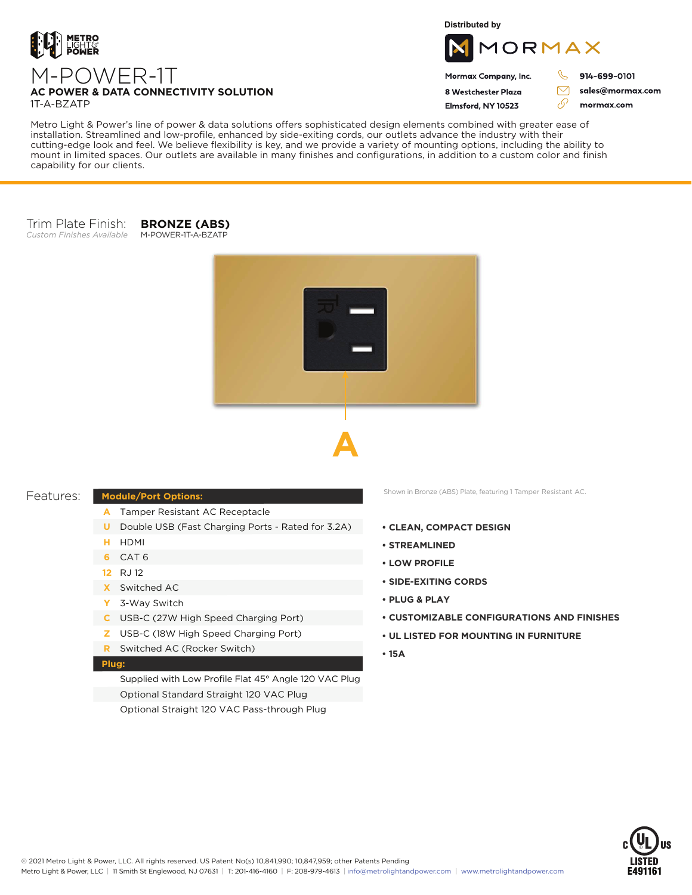METRO LIGHT & POWER

# M-POWER-1T

**AC POWER & DATA CONNECTIVITY SOLUTION**

1T-A-BZATP

Distributed by

MORMAX

Mormax Company, Inc.
8 Westchester Plaza
Elmsford, NY 10523

914-699-0101
sales@mormax.com
mormax.com

Metro Light & Power's line of power & data solutions offers sophisticated design elements combined with greater ease of installation. Streamlined and low-profile, enhanced by side-exiting cords, our outlets advance the industry with their cutting-edge look and feel. We believe flexibility is key, and we provide a variety of mounting options, including the ability to mount in limited spaces. Our outlets are available in many finishes and configurations, in addition to a custom color and finish capability for our clients.

Trim Plate Finish: **BRONZE (ABS)**
*Custom Finishes Available* M-POWER-1T-A-BZATP

A

Shown in Bronze (ABS) Plate, featuring 1 Tamper Resistant AC.

## Features:

| **Module/Port Options:** | |
|---|---|
| A | Tamper Resistant AC Receptacle |
| U | Double USB (Fast Charging Ports - Rated for 3.2A) |
| H | HDMI |
| 6 | CAT 6 |
| 12 | RJ 12 |
| X | Switched AC |
| Y | 3-Way Switch |
| C | USB-C (27W High Speed Charging Port) |
| Z | USB-C (18W High Speed Charging Port) |
| R | Switched AC (Rocker Switch) |
| **Plug:** | |
| | Supplied with Low Profile Flat 45° Angle 120 VAC Plug |
| | Optional Standard Straight 120 VAC Plug |
| | Optional Straight 120 VAC Pass-through Plug |

- **CLEAN, COMPACT DESIGN**
- **STREAMLINED**
- **LOW PROFILE**
- **SIDE-EXITING CORDS**
- **PLUG & PLAY**
- **CUSTOMIZABLE CONFIGURATIONS AND FINISHES**
- **UL LISTED FOR MOUNTING IN FURNITURE**
- **15A**

© 2021 Metro Light & Power, LLC. All rights reserved. US Patent No(s) 10,841,990; 10,847,959; other Patents Pending
Metro Light & Power, LLC | 11 Smith St Englewood, NJ 07631 | T: 201-416-4160 | F: 208-979-4613 | info@metrolightandpower.com | www.metrolightandpower.com

c UL us LISTED E491161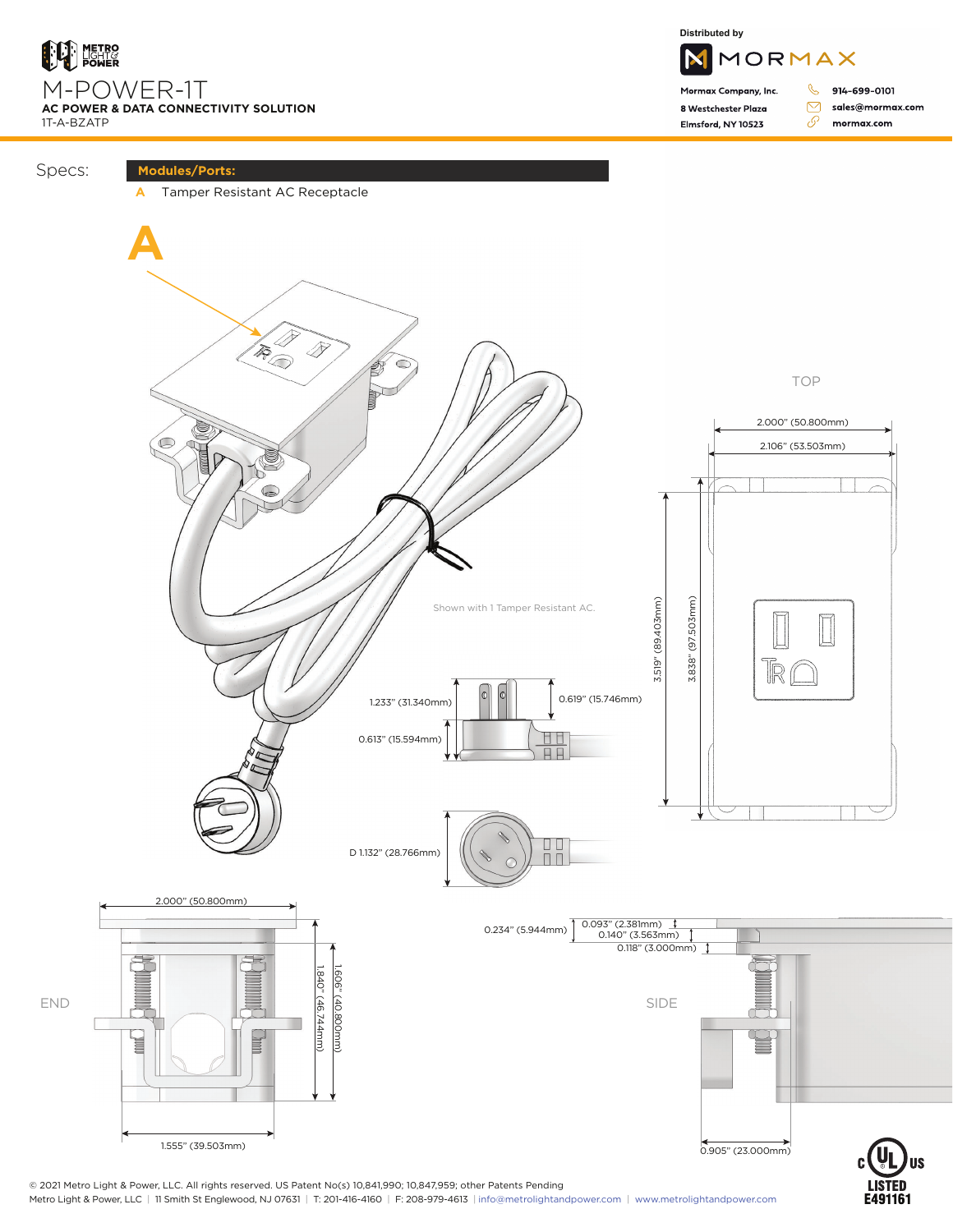METRO LIGHT & POWER

# M-POWER-1T

**AC POWER & DATA CONNECTIVITY SOLUTION**

1T-A-BZATP

Distributed by

MORMAX

Mormax Company, Inc.
8 Westchester Plaza
Elmsford, NY 10523

914-699-0101
sales@mormax.com
mormax.com

## Specs:

**Modules/Ports:**

A Tamper Resistant AC Receptacle

A

Shown with 1 Tamper Resistant AC.

TOP

2.000" (50.800mm)

2.106" (53.503mm)

3.519" (89.403mm)

3.838" (97.503mm)

1.233" (31.340mm)

0.619" (15.746mm)

0.613" (15.594mm)

D 1.132" (28.766mm)

END

2.000" (50.800mm)

1.840" (46.744mm)

1.606" (40.800mm)

1.555" (39.503mm)

SIDE

0.234" (5.944mm)

0.093" (2.381mm)

0.140" (3.563mm)

0.118" (3.000mm)

0.905" (23.000mm)

c UL us LISTED E491161

© 2021 Metro Light & Power, LLC. All rights reserved. US Patent No(s) 10,841,990; 10,847,959; other Patents Pending

Metro Light & Power, LLC | 11 Smith St Englewood, NJ 07631 | T: 201-416-4160 | F: 208-979-4613 | info@metrolightandpower.com | www.metrolightandpower.com